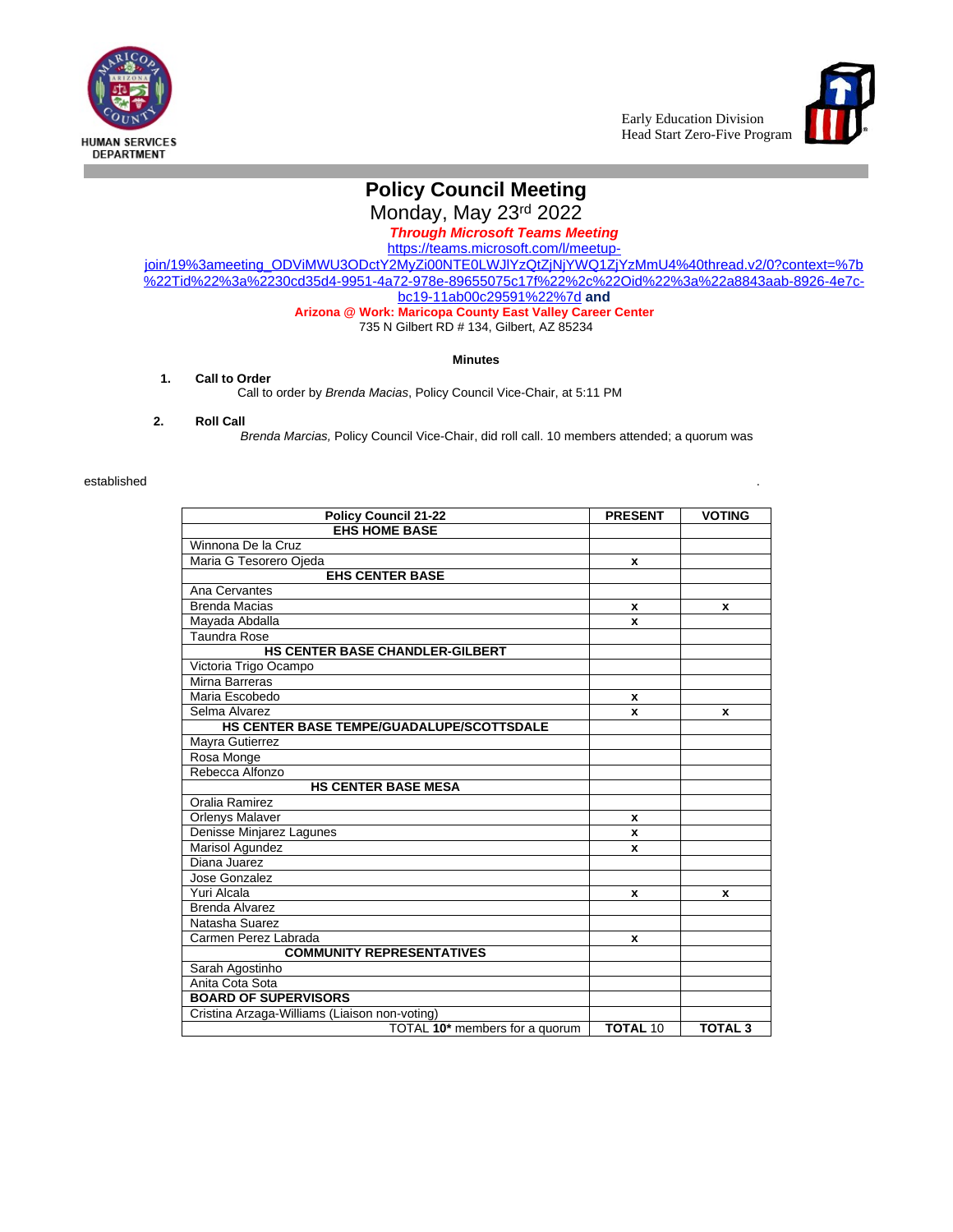HUMAN SERVICES DEPARTMENT

Early Education Division
Head Start Zero-Five Program

# Policy Council Meeting

Monday, May 23rd 2022

***Through Microsoft Teams Meeting***

https://teams.microsoft.com/l/meetup-join/19%3ameeting_ODViMWU3ODctY2MyZi00NTE0LWJlYzQtZjNjYWQ1ZjYzMmU4%40thread.v2/0?context=%7b%22Tid%22%3a%2230cd35d4-9951-4a72-978e-89655075c17f%22%2c%22Oid%22%3a%22a8843aab-8926-4e7c-bc19-11ab00c29591%22%7d **and**

**Arizona @ Work: Maricopa County East Valley Career Center**
735 N Gilbert RD # 134, Gilbert, AZ 85234

**Minutes**

1. **Call to Order**
   Call to order by *Brenda Macias*, Policy Council Vice-Chair, at 5:11 PM

2. **Roll Call**
   *Brenda Marcias,* Policy Council Vice-Chair, did roll call. 10 members attended; a quorum was established .

| Policy Council 21-22 | PRESENT | VOTING |
|---|---|---|
| **EHS HOME BASE** | | |
| Winnona De la Cruz | | |
| Maria G Tesorero Ojeda | x | |
| **EHS CENTER BASE** | | |
| Ana Cervantes | | |
| Brenda Macias | x | x |
| Mayada Abdalla | x | |
| Taundra Rose | | |
| **HS CENTER BASE CHANDLER-GILBERT** | | |
| Victoria Trigo Ocampo | | |
| Mirna Barreras | | |
| Maria Escobedo | x | |
| Selma Alvarez | x | x |
| **HS CENTER BASE TEMPE/GUADALUPE/SCOTTSDALE** | | |
| Mayra Gutierrez | | |
| Rosa Monge | | |
| Rebecca Alfonzo | | |
| **HS CENTER BASE MESA** | | |
| Oralia Ramirez | | |
| Orlenys Malaver | x | |
| Denisse Minjarez Lagunes | x | |
| Marisol Agundez | x | |
| Diana Juarez | | |
| Jose Gonzalez | | |
| Yuri Alcala | x | x |
| Brenda Alvarez | | |
| Natasha Suarez | | |
| Carmen Perez Labrada | x | |
| **COMMUNITY REPRESENTATIVES** | | |
| Sarah Agostinho | | |
| Anita Cota Sota | | |
| **BOARD OF SUPERVISORS** | | |
| Cristina Arzaga-Williams (Liaison non-voting) | | |
| TOTAL **10*** members for a quorum | **TOTAL** 10 | **TOTAL 3** |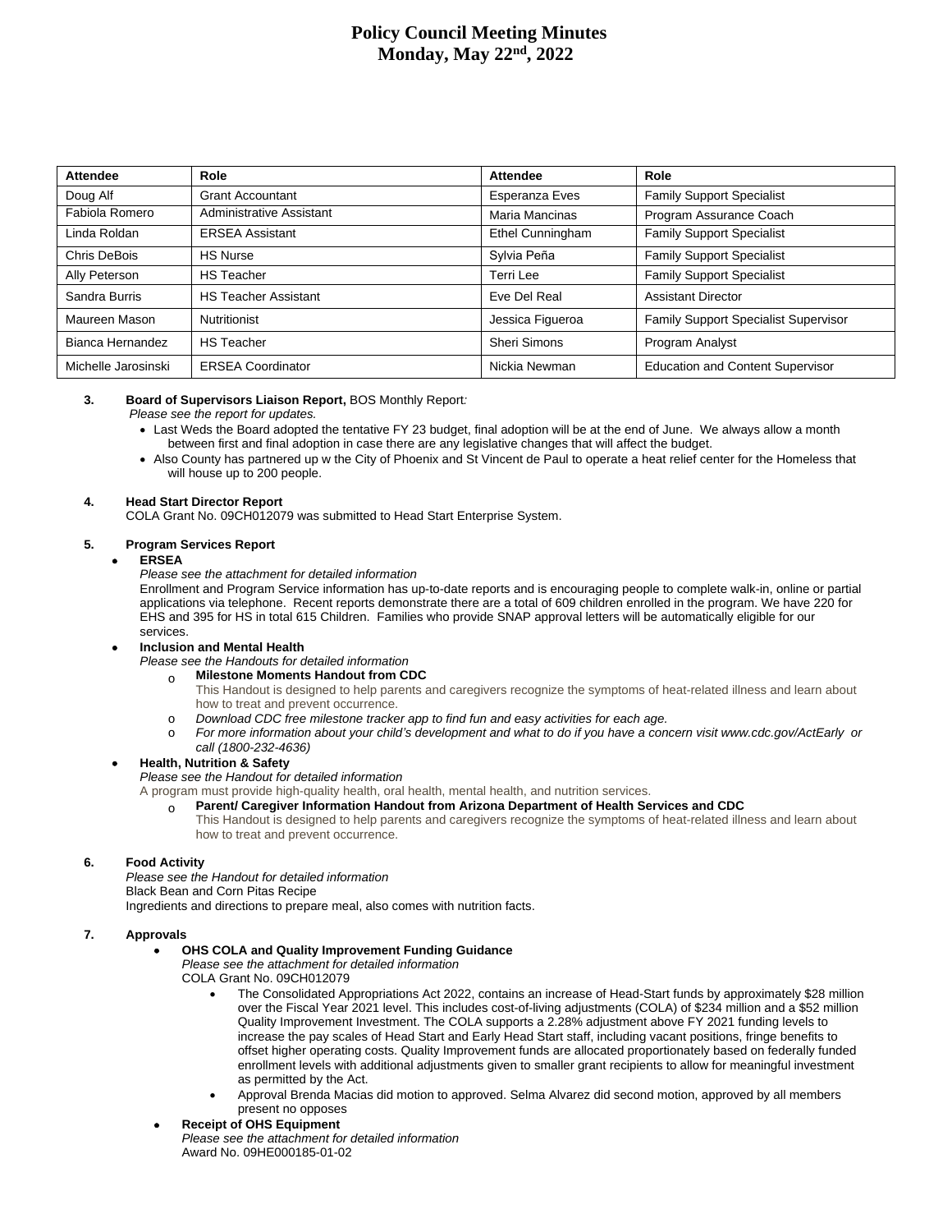# Policy Council Meeting Minutes
## Monday, May 22nd, 2022

| Attendee | Role | Attendee | Role |
|---|---|---|---|
| Doug Alf | Grant Accountant | Esperanza Eves | Family Support Specialist |
| Fabiola Romero | Administrative Assistant | Maria Mancinas | Program Assurance Coach |
| Linda Roldan | ERSEA Assistant | Ethel Cunningham | Family Support Specialist |
| Chris DeBois | HS Nurse | Sylvia Peña | Family Support Specialist |
| Ally Peterson | HS Teacher | Terri Lee | Family Support Specialist |
| Sandra Burris | HS Teacher Assistant | Eve Del Real | Assistant Director |
| Maureen Mason | Nutritionist | Jessica Figueroa | Family Support Specialist Supervisor |
| Bianca Hernandez | HS Teacher | Sheri Simons | Program Analyst |
| Michelle Jarosinski | ERSEA Coordinator | Nickia Newman | Education and Content Supervisor |

**3. Board of Supervisors Liaison Report,** BOS Monthly Report*:*

*Please see the report for updates.*

- Last Weds the Board adopted the tentative FY 23 budget, final adoption will be at the end of June. We always allow a month between first and final adoption in case there are any legislative changes that will affect the budget.
- Also County has partnered up w the City of Phoenix and St Vincent de Paul to operate a heat relief center for the Homeless that will house up to 200 people.

**4. Head Start Director Report**

COLA Grant No. 09CH012079 was submitted to Head Start Enterprise System.

**5. Program Services Report**

- **ERSEA**

  *Please see the attachment for detailed information*

  Enrollment and Program Service information has up-to-date reports and is encouraging people to complete walk-in, online or partial applications via telephone. Recent reports demonstrate there are a total of 609 children enrolled in the program. We have 220 for EHS and 395 for HS in total 615 Children. Families who provide SNAP approval letters will be automatically eligible for our services.

- **Inclusion and Mental Health**

  *Please see the Handouts for detailed information*

  - **Milestone Moments Handout from CDC**

    This Handout is designed to help parents and caregivers recognize the symptoms of heat-related illness and learn about how to treat and prevent occurrence.
  - *Download CDC free milestone tracker app to find fun and easy activities for each age.*
  - *For more information about your child's development and what to do if you have a concern visit www.cdc.gov/ActEarly or call (1800-232-4636)*

- **Health, Nutrition & Safety**

  *Please see the Handout for detailed information*

  A program must provide high-quality health, oral health, mental health, and nutrition services.

  - **Parent/ Caregiver Information Handout from Arizona Department of Health Services and CDC**

    This Handout is designed to help parents and caregivers recognize the symptoms of heat-related illness and learn about how to treat and prevent occurrence.

**6. Food Activity**

*Please see the Handout for detailed information*

Black Bean and Corn Pitas Recipe

Ingredients and directions to prepare meal, also comes with nutrition facts.

**7. Approvals**

- **OHS COLA and Quality Improvement Funding Guidance**

  *Please see the attachment for detailed information*

  COLA Grant No. 09CH012079

  - The Consolidated Appropriations Act 2022, contains an increase of Head-Start funds by approximately $28 million over the Fiscal Year 2021 level. This includes cost-of-living adjustments (COLA) of $234 million and a $52 million Quality Improvement Investment. The COLA supports a 2.28% adjustment above FY 2021 funding levels to increase the pay scales of Head Start and Early Head Start staff, including vacant positions, fringe benefits to offset higher operating costs. Quality Improvement funds are allocated proportionately based on federally funded enrollment levels with additional adjustments given to smaller grant recipients to allow for meaningful investment as permitted by the Act.
  - Approval Brenda Macias did motion to approved. Selma Alvarez did second motion, approved by all members present no opposes

- **Receipt of OHS Equipment**

  *Please see the attachment for detailed information*

  Award No. 09HE000185-01-02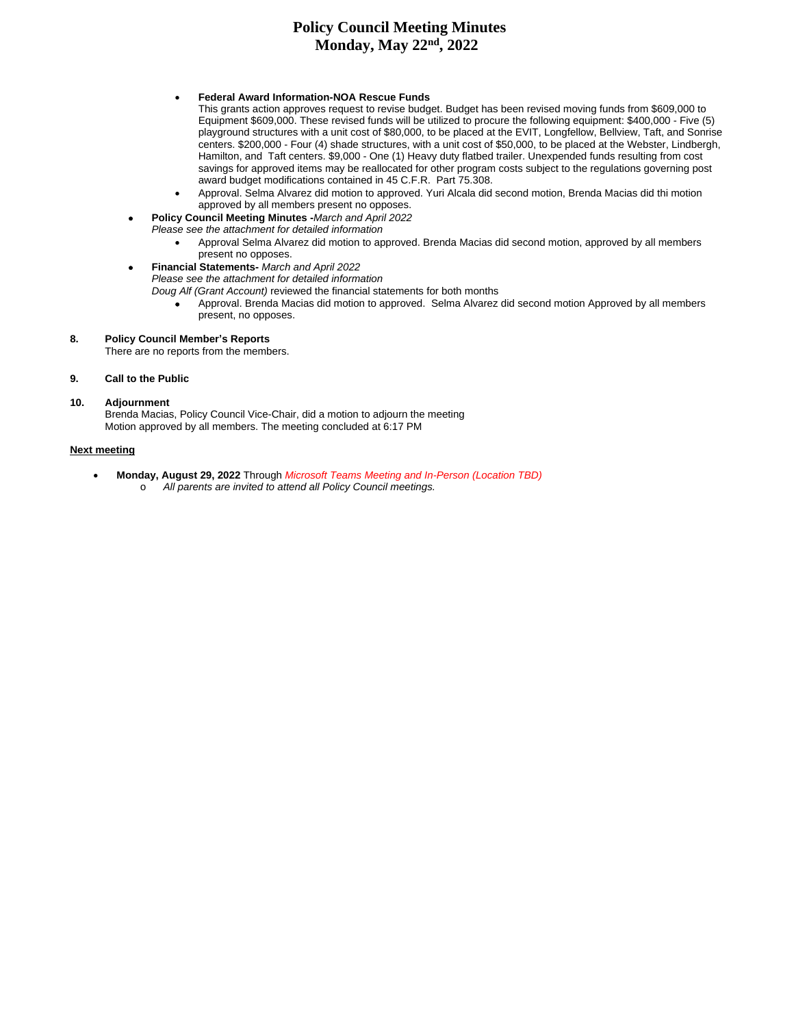- **Federal Award Information-NOA Rescue Funds**
  This grants action approves request to revise budget. Budget has been revised moving funds from $609,000 to Equipment $609,000. These revised funds will be utilized to procure the following equipment: $400,000 - Five (5) playground structures with a unit cost of $80,000, to be placed at the EVIT, Longfellow, Bellview, Taft, and Sonrise centers. $200,000 - Four (4) shade structures, with a unit cost of $50,000, to be placed at the Webster, Lindbergh, Hamilton, and Taft centers. $9,000 - One (1) Heavy duty flatbed trailer. Unexpended funds resulting from cost savings for approved items may be reallocated for other program costs subject to the regulations governing post award budget modifications contained in 45 C.F.R. Part 75.308.
- Approval. Selma Alvarez did motion to approved. Yuri Alcala did second motion, Brenda Macias did thi motion approved by all members present no opposes.

- **Policy Council Meeting Minutes -***March and April 2022*
  *Please see the attachment for detailed information*
  - Approval Selma Alvarez did motion to approved. Brenda Macias did second motion, approved by all members present no opposes.
- **Financial Statements-** *March and April 2022*
  *Please see the attachment for detailed information*
  *Doug Alf (Grant Account)* reviewed the financial statements for both months
  - Approval. Brenda Macias did motion to approved. Selma Alvarez did second motion Approved by all members present, no opposes.

**8. Policy Council Member's Reports**
There are no reports from the members.

**9. Call to the Public**

**10. Adjournment**
Brenda Macias, Policy Council Vice-Chair, did a motion to adjourn the meeting
Motion approved by all members. The meeting concluded at 6:17 PM

**Next meeting**

- **Monday, August 29, 2022** Through *Microsoft Teams Meeting and In-Person (Location TBD)*
  - *All parents are invited to attend all Policy Council meetings.*